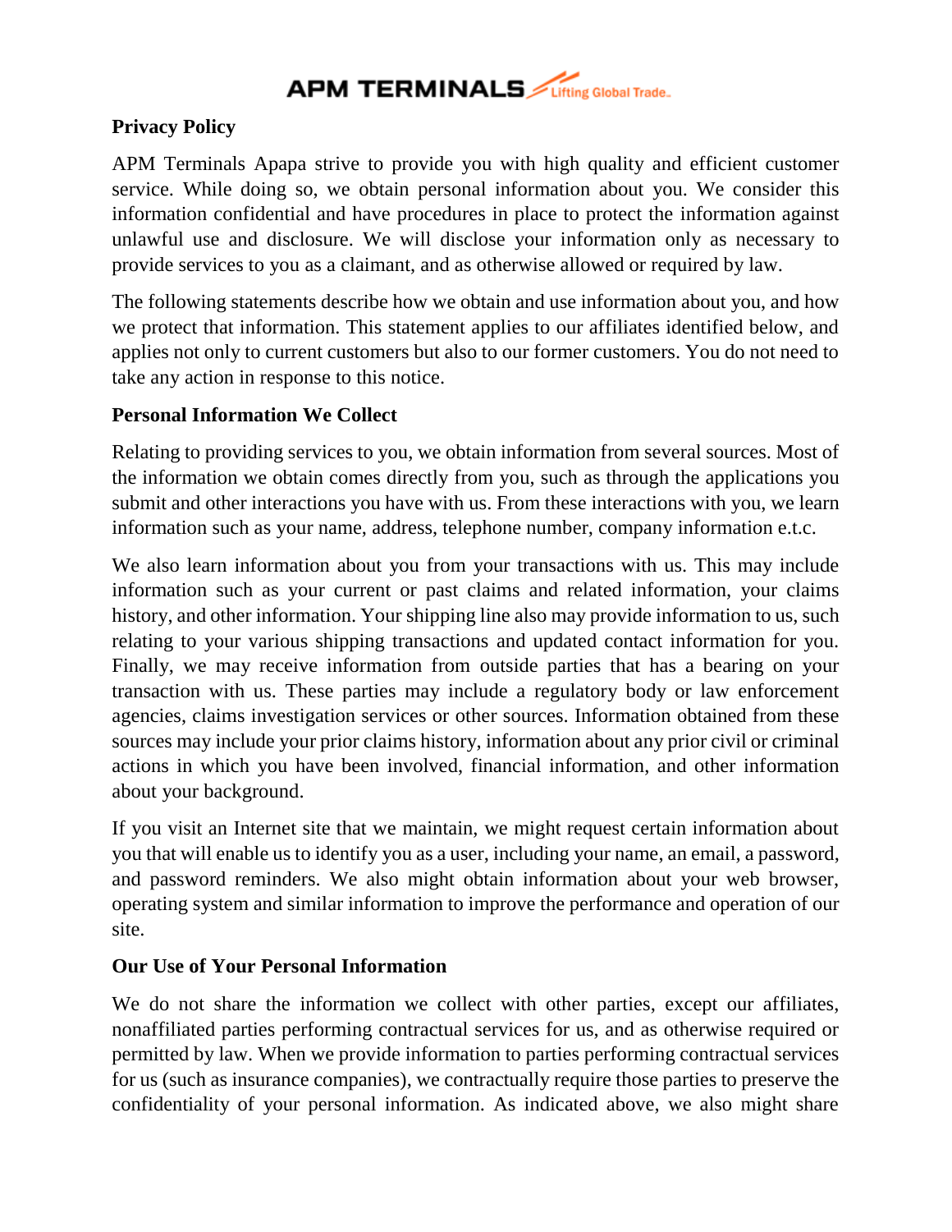APM TERMINALS Lifting Global Trade.

**Privacy Policy**

APM Terminals Apapa strive to provide you with high quality and efficient customer service. While doing so, we obtain personal information about you. We consider this information confidential and have procedures in place to protect the information against unlawful use and disclosure. We will disclose your information only as necessary to provide services to you as a claimant, and as otherwise allowed or required by law.

The following statements describe how we obtain and use information about you, and how we protect that information. This statement applies to our affiliates identified below, and applies not only to current customers but also to our former customers. You do not need to take any action in response to this notice.

**Personal Information We Collect**

Relating to providing services to you, we obtain information from several sources. Most of the information we obtain comes directly from you, such as through the applications you submit and other interactions you have with us. From these interactions with you, we learn information such as your name, address, telephone number, company information e.t.c.

We also learn information about you from your transactions with us. This may include information such as your current or past claims and related information, your claims history, and other information. Your shipping line also may provide information to us, such relating to your various shipping transactions and updated contact information for you. Finally, we may receive information from outside parties that has a bearing on your transaction with us. These parties may include a regulatory body or law enforcement agencies, claims investigation services or other sources. Information obtained from these sources may include your prior claims history, information about any prior civil or criminal actions in which you have been involved, financial information, and other information about your background.

If you visit an Internet site that we maintain, we might request certain information about you that will enable us to identify you as a user, including your name, an email, a password, and password reminders. We also might obtain information about your web browser, operating system and similar information to improve the performance and operation of our site.

**Our Use of Your Personal Information**

We do not share the information we collect with other parties, except our affiliates, nonaffiliated parties performing contractual services for us, and as otherwise required or permitted by law. When we provide information to parties performing contractual services for us (such as insurance companies), we contractually require those parties to preserve the confidentiality of your personal information. As indicated above, we also might share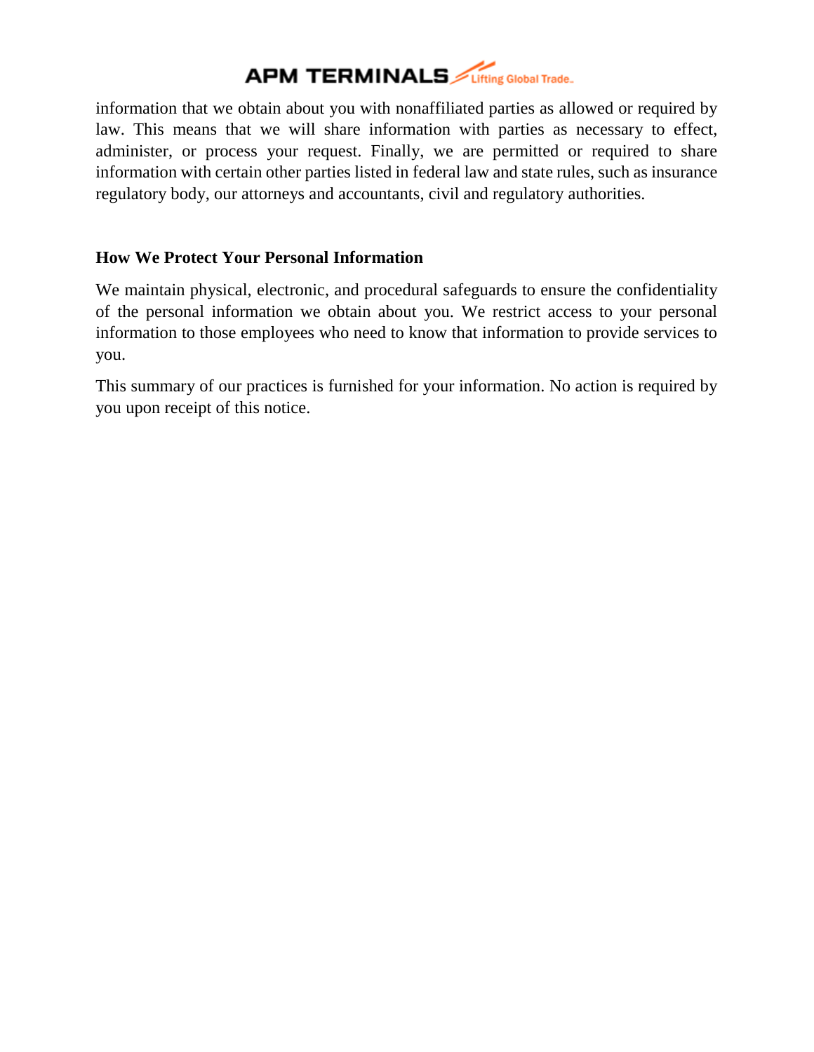information that we obtain about you with nonaffiliated parties as allowed or required by law. This means that we will share information with parties as necessary to effect, administer, or process your request. Finally, we are permitted or required to share information with certain other parties listed in federal law and state rules, such as insurance regulatory body, our attorneys and accountants, civil and regulatory authorities.

**How We Protect Your Personal Information**

We maintain physical, electronic, and procedural safeguards to ensure the confidentiality of the personal information we obtain about you. We restrict access to your personal information to those employees who need to know that information to provide services to you.

This summary of our practices is furnished for your information. No action is required by you upon receipt of this notice.